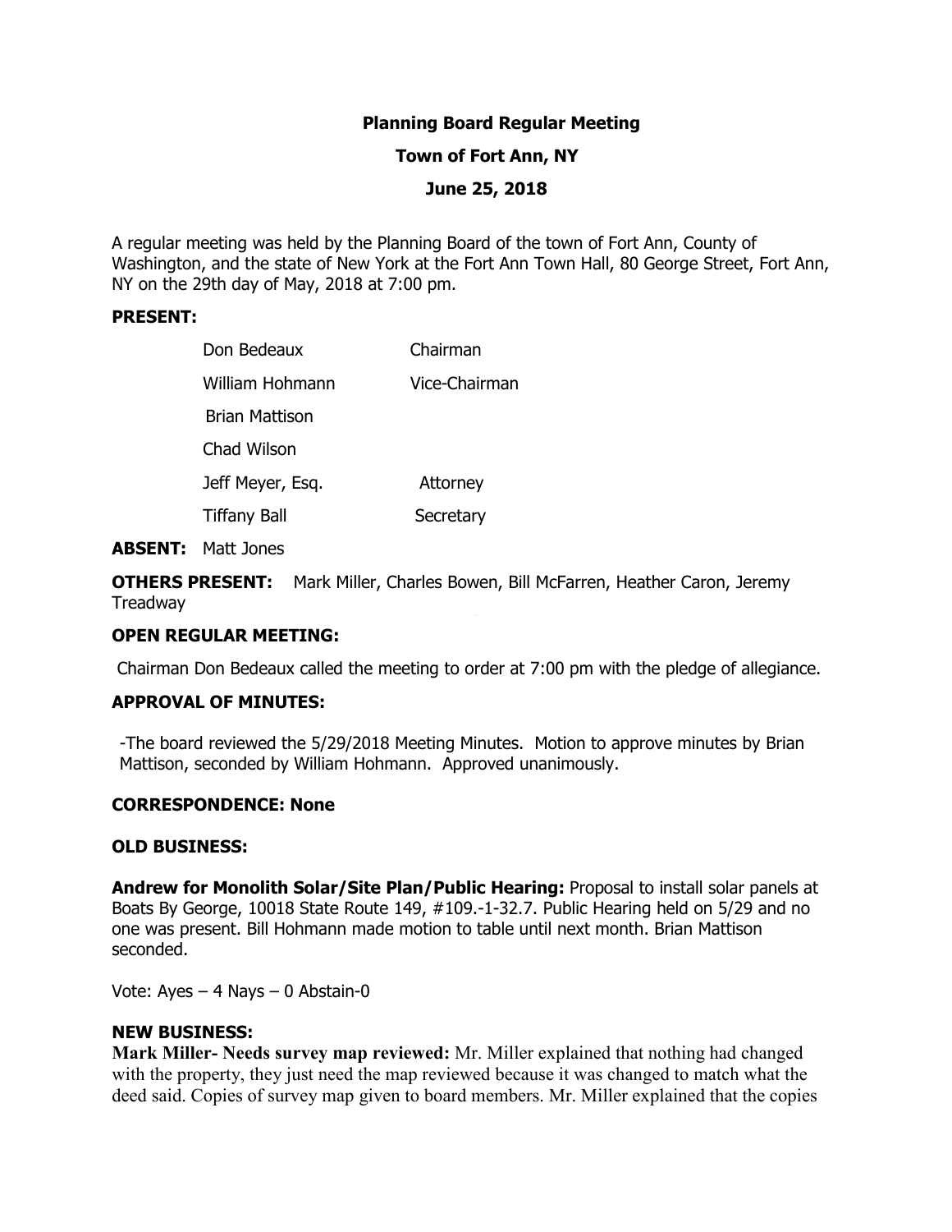# Planning Board Regular Meeting

## Town of Fort Ann, NY

## June 25, 2018

A regular meeting was held by the Planning Board of the town of Fort Ann, County of Washington, and the state of New York at the Fort Ann Town Hall, 80 George Street, Fort Ann, NY on the 29th day of May, 2018 at 7:00 pm.

**PRESENT:**

| | |
|---|---|
| Don Bedeaux | Chairman |
| William Hohmann | Vice-Chairman |
| Brian Mattison | |
| Chad Wilson | |
| Jeff Meyer, Esq. | Attorney |
| Tiffany Ball | Secretary |

**ABSENT:** Matt Jones

**OTHERS PRESENT:** Mark Miller, Charles Bowen, Bill McFarren, Heather Caron, Jeremy Treadway

**OPEN REGULAR MEETING:**

Chairman Don Bedeaux called the meeting to order at 7:00 pm with the pledge of allegiance.

**APPROVAL OF MINUTES:**

-The board reviewed the 5/29/2018 Meeting Minutes. Motion to approve minutes by Brian Mattison, seconded by William Hohmann. Approved unanimously.

**CORRESPONDENCE: None**

**OLD BUSINESS:**

**Andrew for Monolith Solar/Site Plan/Public Hearing:** Proposal to install solar panels at Boats By George, 10018 State Route 149, #109.-1-32.7. Public Hearing held on 5/29 and no one was present. Bill Hohmann made motion to table until next month. Brian Mattison seconded.

Vote: Ayes – 4 Nays – 0 Abstain-0

**NEW BUSINESS:**

**Mark Miller- Needs survey map reviewed:** Mr. Miller explained that nothing had changed with the property, they just need the map reviewed because it was changed to match what the deed said. Copies of survey map given to board members. Mr. Miller explained that the copies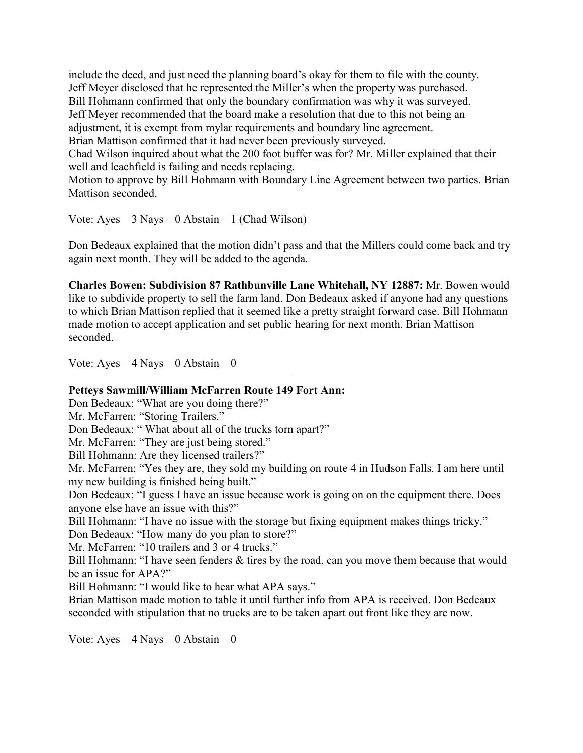include the deed, and just need the planning board's okay for them to file with the county.
Jeff Meyer disclosed that he represented the Miller's when the property was purchased.
Bill Hohmann confirmed that only the boundary confirmation was why it was surveyed.
Jeff Meyer recommended that the board make a resolution that due to this not being an adjustment, it is exempt from mylar requirements and boundary line agreement.
Brian Mattison confirmed that it had never been previously surveyed.
Chad Wilson inquired about what the 200 foot buffer was for? Mr. Miller explained that their well and leachfield is failing and needs replacing.
Motion to approve by Bill Hohmann with Boundary Line Agreement between two parties. Brian Mattison seconded.

Vote: Ayes – 3 Nays – 0 Abstain – 1 (Chad Wilson)

Don Bedeaux explained that the motion didn't pass and that the Millers could come back and try again next month. They will be added to the agenda.

**Charles Bowen: Subdivision 87 Rathbunville Lane Whitehall, NY 12887:** Mr. Bowen would like to subdivide property to sell the farm land. Don Bedeaux asked if anyone had any questions to which Brian Mattison replied that it seemed like a pretty straight forward case. Bill Hohmann made motion to accept application and set public hearing for next month. Brian Mattison seconded.

Vote: Ayes – 4 Nays – 0 Abstain – 0

**Petteys Sawmill/William McFarren Route 149 Fort Ann:**
Don Bedeaux: "What are you doing there?"
Mr. McFarren: "Storing Trailers."
Don Bedeaux: " What about all of the trucks torn apart?"
Mr. McFarren: "They are just being stored."
Bill Hohmann: Are they licensed trailers?"
Mr. McFarren: "Yes they are, they sold my building on route 4 in Hudson Falls. I am here until my new building is finished being built."
Don Bedeaux: "I guess I have an issue because work is going on on the equipment there. Does anyone else have an issue with this?"
Bill Hohmann: "I have no issue with the storage but fixing equipment makes things tricky."
Don Bedeaux: "How many do you plan to store?"
Mr. McFarren: "10 trailers and 3 or 4 trucks."
Bill Hohmann: "I have seen fenders & tires by the road, can you move them because that would be an issue for APA?"
Bill Hohmann: "I would like to hear what APA says."
Brian Mattison made motion to table it until further info from APA is received. Don Bedeaux seconded with stipulation that no trucks are to be taken apart out front like they are now.

Vote: Ayes – 4 Nays – 0 Abstain – 0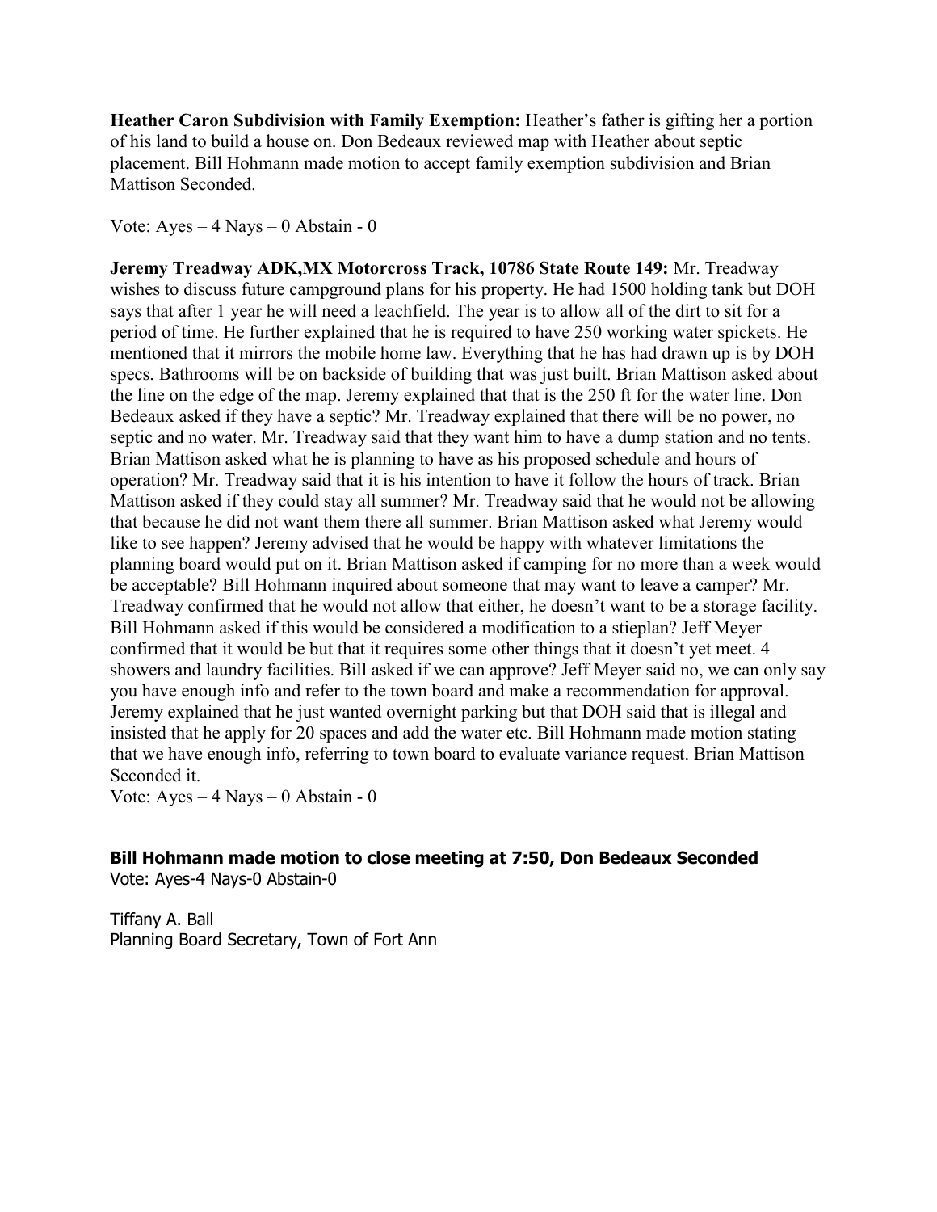**Heather Caron Subdivision with Family Exemption:** Heather's father is gifting her a portion of his land to build a house on. Don Bedeaux reviewed map with Heather about septic placement. Bill Hohmann made motion to accept family exemption subdivision and Brian Mattison Seconded.

Vote: Ayes – 4 Nays – 0 Abstain - 0

**Jeremy Treadway ADK,MX Motorcross Track, 10786 State Route 149:** Mr. Treadway wishes to discuss future campground plans for his property. He had 1500 holding tank but DOH says that after 1 year he will need a leachfield. The year is to allow all of the dirt to sit for a period of time. He further explained that he is required to have 250 working water spickets. He mentioned that it mirrors the mobile home law. Everything that he has had drawn up is by DOH specs. Bathrooms will be on backside of building that was just built. Brian Mattison asked about the line on the edge of the map. Jeremy explained that that is the 250 ft for the water line. Don Bedeaux asked if they have a septic? Mr. Treadway explained that there will be no power, no septic and no water. Mr. Treadway said that they want him to have a dump station and no tents. Brian Mattison asked what he is planning to have as his proposed schedule and hours of operation? Mr. Treadway said that it is his intention to have it follow the hours of track. Brian Mattison asked if they could stay all summer? Mr. Treadway said that he would not be allowing that because he did not want them there all summer. Brian Mattison asked what Jeremy would like to see happen? Jeremy advised that he would be happy with whatever limitations the planning board would put on it. Brian Mattison asked if camping for no more than a week would be acceptable? Bill Hohmann inquired about someone that may want to leave a camper? Mr. Treadway confirmed that he would not allow that either, he doesn't want to be a storage facility. Bill Hohmann asked if this would be considered a modification to a stieplan? Jeff Meyer confirmed that it would be but that it requires some other things that it doesn't yet meet. 4 showers and laundry facilities. Bill asked if we can approve? Jeff Meyer said no, we can only say you have enough info and refer to the town board and make a recommendation for approval. Jeremy explained that he just wanted overnight parking but that DOH said that is illegal and insisted that he apply for 20 spaces and add the water etc. Bill Hohmann made motion stating that we have enough info, referring to town board to evaluate variance request. Brian Mattison Seconded it.

Vote: Ayes – 4 Nays – 0 Abstain - 0

**Bill Hohmann made motion to close meeting at 7:50, Don Bedeaux Seconded**

Vote: Ayes-4 Nays-0 Abstain-0

Tiffany A. Ball
Planning Board Secretary, Town of Fort Ann